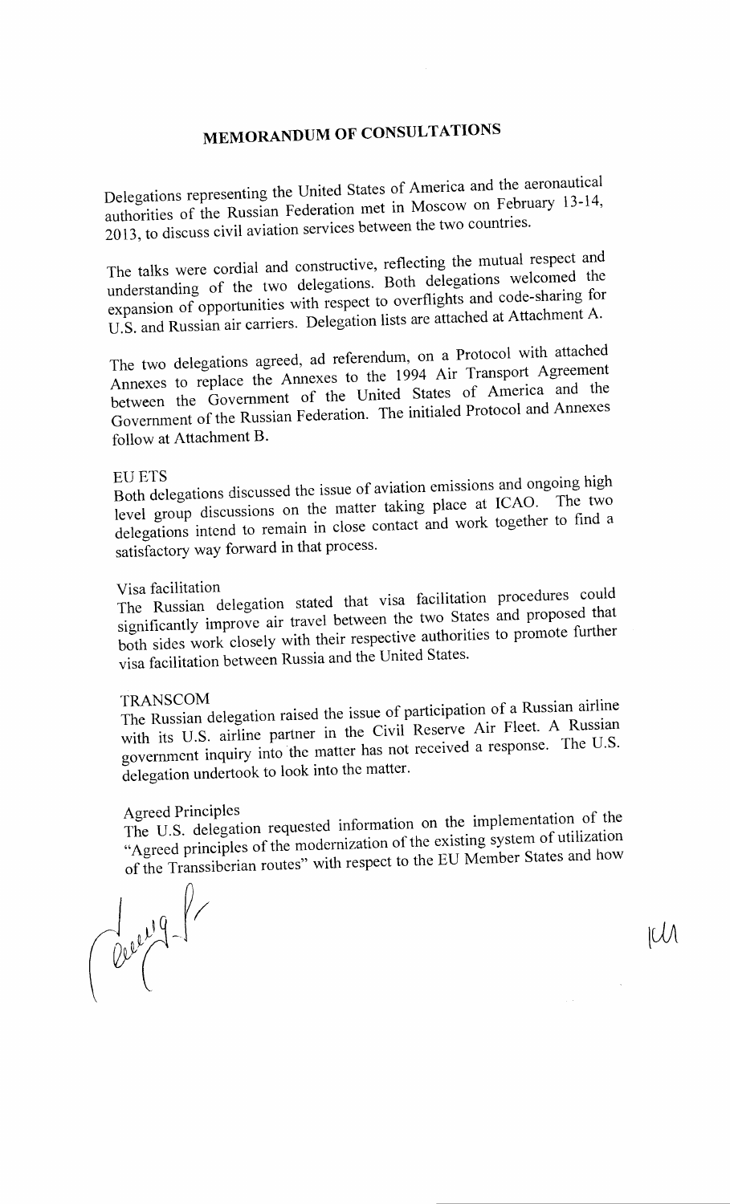# MEMORANDUM OF CONSULTATIONS

Delegations representing the United States of America and the aeronautical authorities of the Russian Federation met in Moscow on February 13-14, 2013, to discuss civil aviation services between the two countries.

The talks were cordial and constructive, reflecting the mutual respect and understanding of the two delegations. Both delegations welcomed the expansion of opportunities with respect to overflights and code-sharing for U.S. and Russian air carriers. Delegation lists are attached at Attachment A.

The two delegations agreed, ad referendum, on a Protocol with attached Annexes to replace the Annexes to the 1994 Air Transport Agreement between the Government of the United States of America and the Government of the Russian Federation. The initialed Protocol and Annexes follow at Attachment B.

EU ETS

Both delegations discussed the issue of aviation emissions and ongoing high level group discussions on the matter taking place at ICAO. The two delegations intend to remain in close contact and work together to find a satisfactory way forward in that process.

Visa facilitation

The Russian delegation stated that visa facilitation procedures could significantly improve air travel between the two States and proposed that both sides work closely with their respective authorities to promote further visa facilitation between Russia and the United States.

TRANSCOM

The Russian delegation raised the issue of participation of a Russian airline with its U.S. airline partner in the Civil Reserve Air Fleet. A Russian government inquiry into the matter has not received a response. The U.S. delegation undertook to look into the matter.

Agreed Principles

The U.S. delegation requested information on the implementation of the "Agreed principles of the modernization of the existing system of utilization of the Transsiberian routes" with respect to the EU Member States and how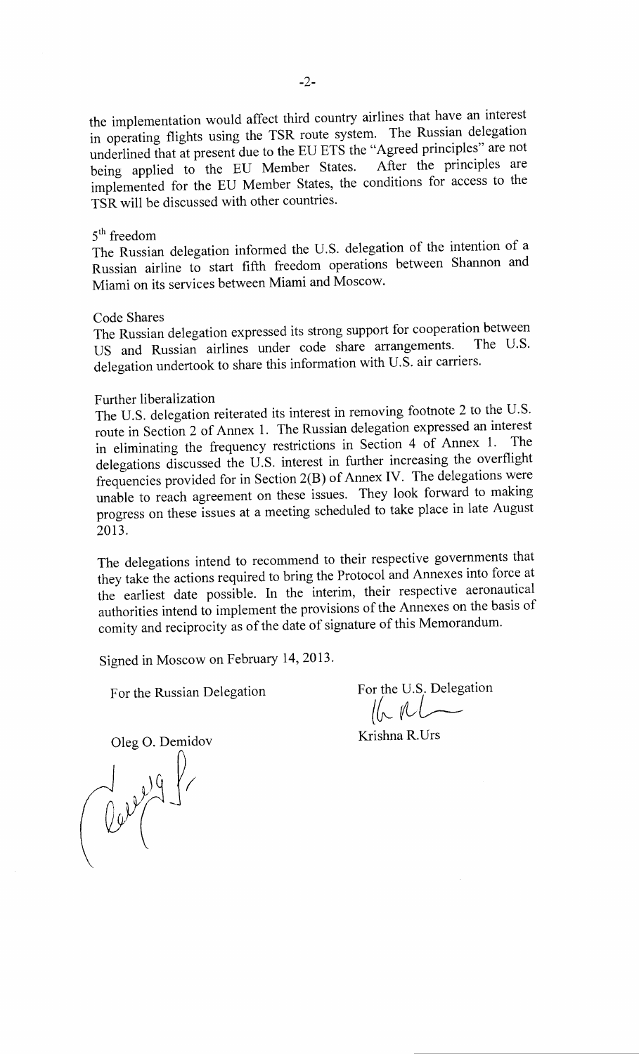the implementation would affect third country airlines that have an interest in operating flights using the TSR route system. The Russian delegation underlined that at present due to the EU ETS the "Agreed principles" are not being applied to the EU Member States. After the principles are implemented for the EU Member States, the conditions for access to the TSR will be discussed with other countries.

5th freedom
The Russian delegation informed the U.S. delegation of the intention of a Russian airline to start fifth freedom operations between Shannon and Miami on its services between Miami and Moscow.

Code Shares
The Russian delegation expressed its strong support for cooperation between US and Russian airlines under code share arrangements. The U.S. delegation undertook to share this information with U.S. air carriers.

Further liberalization
The U.S. delegation reiterated its interest in removing footnote 2 to the U.S. route in Section 2 of Annex 1. The Russian delegation expressed an interest in eliminating the frequency restrictions in Section 4 of Annex 1. The delegations discussed the U.S. interest in further increasing the overflight frequencies provided for in Section 2(B) of Annex IV. The delegations were unable to reach agreement on these issues. They look forward to making progress on these issues at a meeting scheduled to take place in late August 2013.

The delegations intend to recommend to their respective governments that they take the actions required to bring the Protocol and Annexes into force at the earliest date possible. In the interim, their respective aeronautical authorities intend to implement the provisions of the Annexes on the basis of comity and reciprocity as of the date of signature of this Memorandum.

Signed in Moscow on February 14, 2013.

| For the Russian Delegation | For the U.S. Delegation |
| --- | --- |
| Oleg O. Demidov | Krishna R.Urs |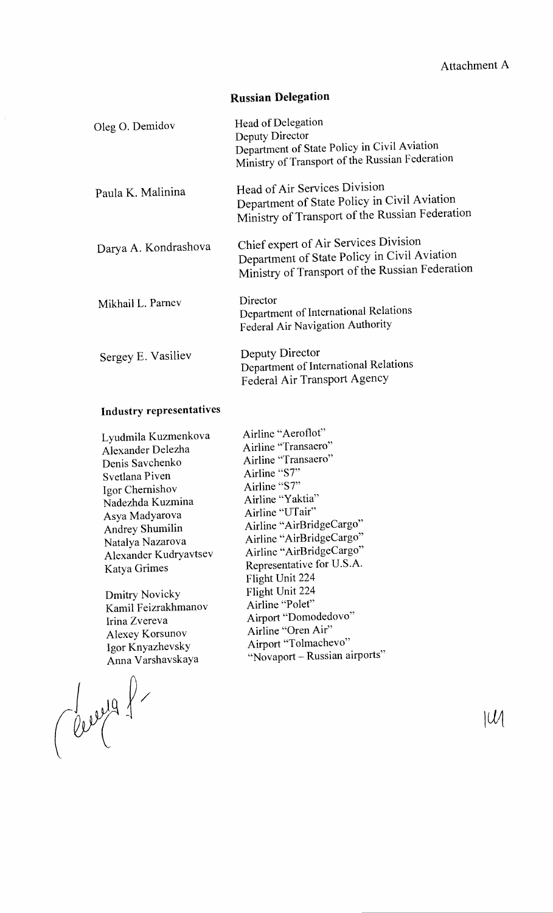Attachment A

## Russian Delegation

| | |
|---|---|
| Oleg O. Demidov | Head of Delegation<br>Deputy Director<br>Department of State Policy in Civil Aviation<br>Ministry of Transport of the Russian Federation |
| Paula K. Malinina | Head of Air Services Division<br>Department of State Policy in Civil Aviation<br>Ministry of Transport of the Russian Federation |
| Darya A. Kondrashova | Chief expert of Air Services Division<br>Department of State Policy in Civil Aviation<br>Ministry of Transport of the Russian Federation |
| Mikhail L. Parnev | Director<br>Department of International Relations<br>Federal Air Navigation Authority |
| Sergey E. Vasiliev | Deputy Director<br>Department of International Relations<br>Federal Air Transport Agency |

### Industry representatives

| | |
|---|---|
| Lyudmila Kuzmenkova | Airline "Aeroflot" |
| Alexander Delezha | Airline "Transaero" |
| Denis Savchenko | Airline "Transaero" |
| Svetlana Piven | Airline "S7" |
| Igor Chernishov | Airline "S7" |
| Nadezhda Kuzmina | Airline "Yaktia" |
| Asya Madyarova | Airline "UTair" |
| Andrey Shumilin | Airline "AirBridgeCargo" |
| Natalya Nazarova | Airline "AirBridgeCargo" |
| Alexander Kudryavtsev | Airline "AirBridgeCargo" |
| Katya Grimes | Representative for U.S.A. |
| | Flight Unit 224 |
| Dmitry Novicky | Flight Unit 224 |
| Kamil Feizrakhmanov | Airline "Polet" |
| Irina Zvereva | Airport "Domodedovo" |
| Alexey Korsunov | Airline "Oren Air" |
| Igor Knyazhevsky | Airport "Tolmachevo" |
| Anna Varshavskaya | "Novaport – Russian airports" |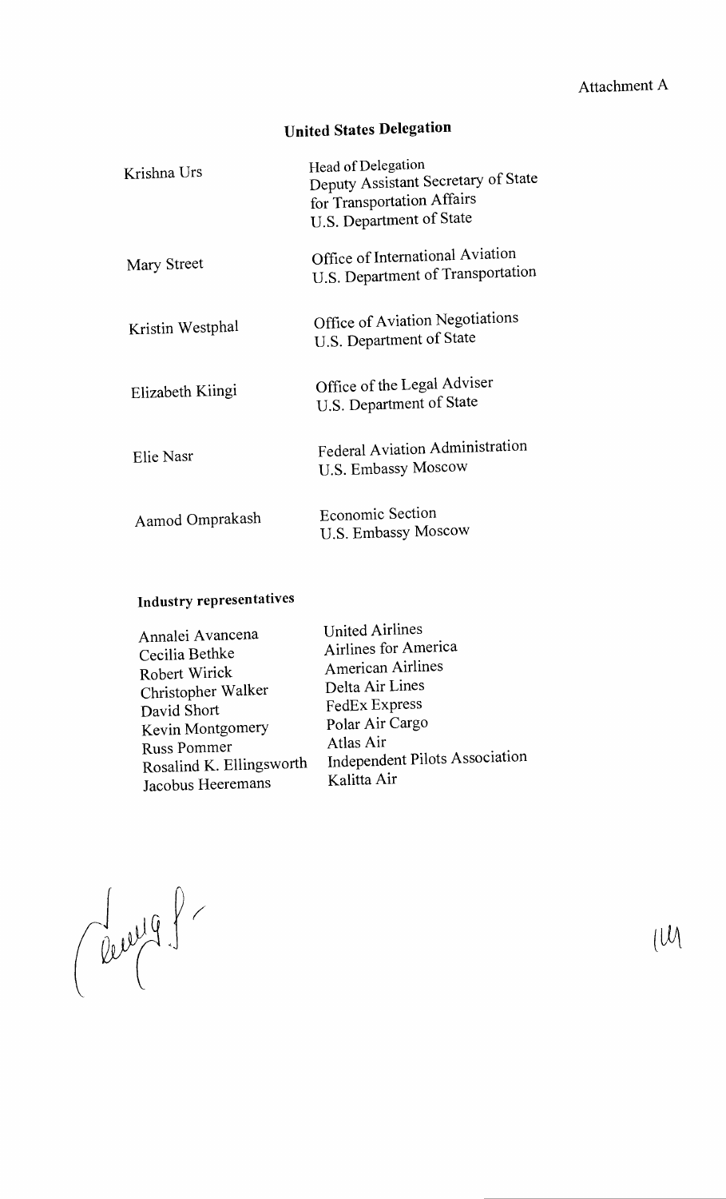Attachment A

## United States Delegation

| | |
|---|---|
| Krishna Urs | Head of Delegation<br>Deputy Assistant Secretary of State<br>for Transportation Affairs<br>U.S. Department of State |
| Mary Street | Office of International Aviation<br>U.S. Department of Transportation |
| Kristin Westphal | Office of Aviation Negotiations<br>U.S. Department of State |
| Elizabeth Kiingi | Office of the Legal Adviser<br>U.S. Department of State |
| Elie Nasr | Federal Aviation Administration<br>U.S. Embassy Moscow |
| Aamod Omprakash | Economic Section<br>U.S. Embassy Moscow |

### Industry representatives

| | |
|---|---|
| Annalei Avancena | United Airlines |
| Cecilia Bethke | Airlines for America |
| Robert Wirick | American Airlines |
| Christopher Walker | Delta Air Lines |
| David Short | FedEx Express |
| Kevin Montgomery | Polar Air Cargo |
| Russ Pommer | Atlas Air |
| Rosalind K. Ellingsworth | Independent Pilots Association |
| Jacobus Heeremans | Kalitta Air |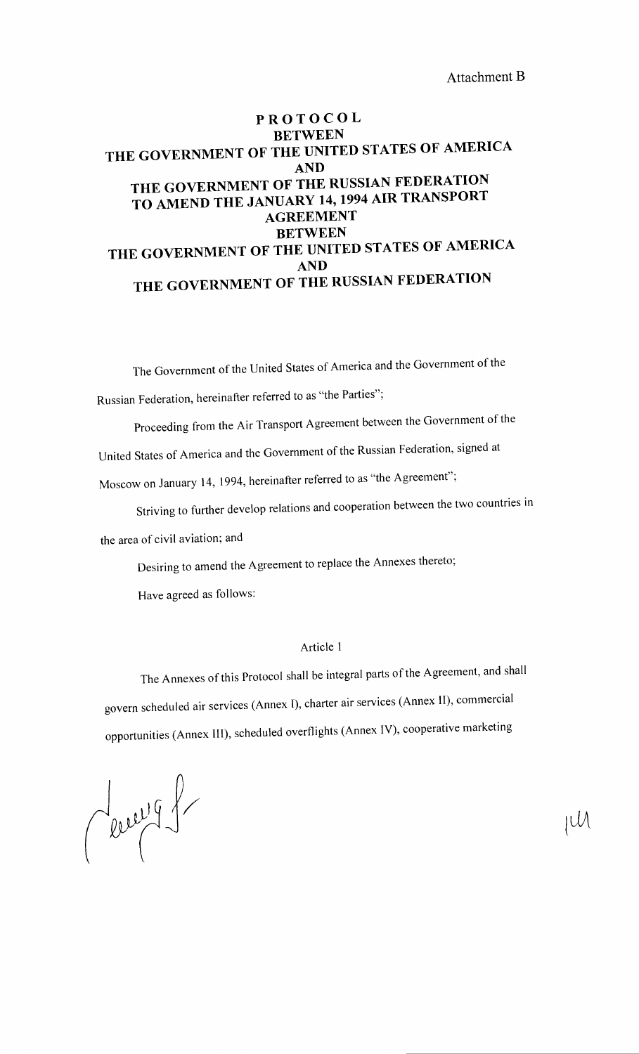Attachment B

# PROTOCOL
# BETWEEN
# THE GOVERNMENT OF THE UNITED STATES OF AMERICA
# AND
# THE GOVERNMENT OF THE RUSSIAN FEDERATION
# TO AMEND THE JANUARY 14, 1994 AIR TRANSPORT AGREEMENT
# BETWEEN
# THE GOVERNMENT OF THE UNITED STATES OF AMERICA
# AND
# THE GOVERNMENT OF THE RUSSIAN FEDERATION

The Government of the United States of America and the Government of the Russian Federation, hereinafter referred to as "the Parties";

Proceeding from the Air Transport Agreement between the Government of the United States of America and the Government of the Russian Federation, signed at Moscow on January 14, 1994, hereinafter referred to as "the Agreement";

Striving to further develop relations and cooperation between the two countries in the area of civil aviation; and

Desiring to amend the Agreement to replace the Annexes thereto;

Have agreed as follows:

## Article 1

The Annexes of this Protocol shall be integral parts of the Agreement, and shall govern scheduled air services (Annex I), charter air services (Annex II), commercial opportunities (Annex III), scheduled overflights (Annex IV), cooperative marketing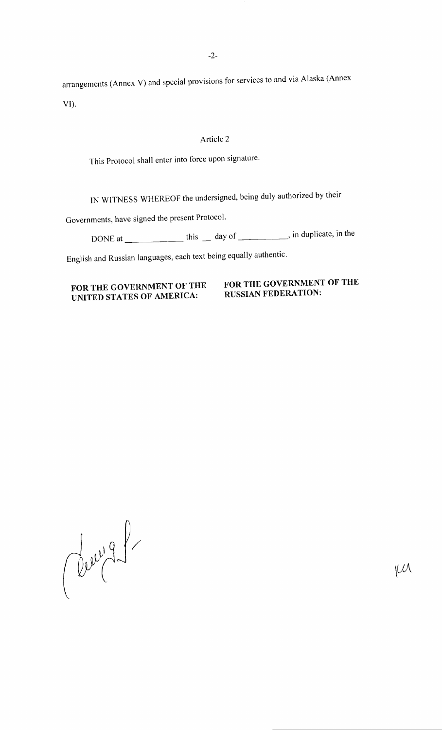arrangements (Annex V) and special provisions for services to and via Alaska (Annex VI).

## Article 2

This Protocol shall enter into force upon signature.

IN WITNESS WHEREOF the undersigned, being duly authorized by their Governments, have signed the present Protocol.

DONE at \_\_\_\_\_\_\_\_\_\_\_\_\_ this \_\_ day of \_\_\_\_\_\_\_\_\_\_\_, in duplicate, in the English and Russian languages, each text being equally authentic.

| **FOR THE GOVERNMENT OF THE UNITED STATES OF AMERICA:** | **FOR THE GOVERNMENT OF THE RUSSIAN FEDERATION:** |
| --- | --- |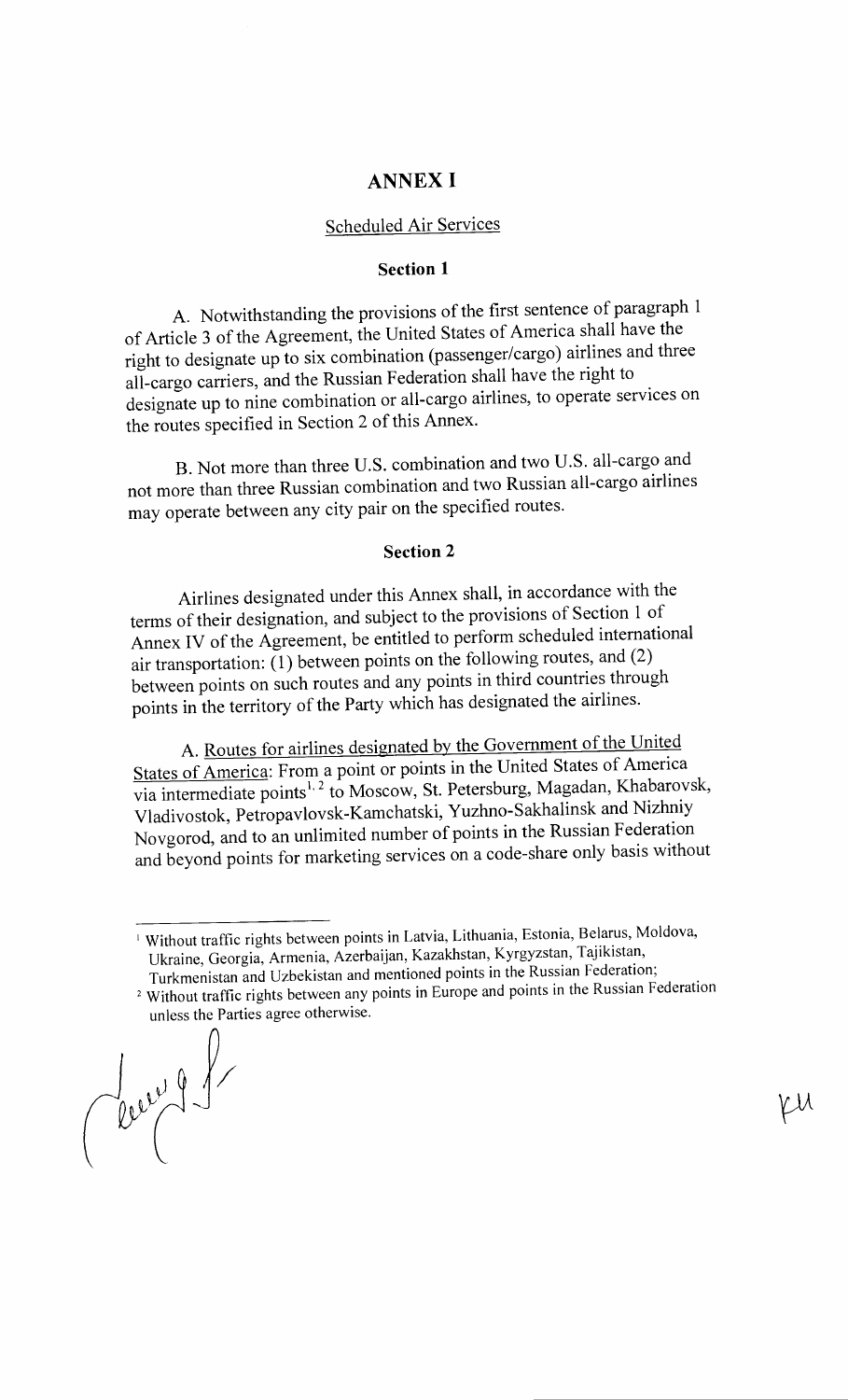# ANNEX I

## Scheduled Air Services

### Section 1

A. Notwithstanding the provisions of the first sentence of paragraph 1 of Article 3 of the Agreement, the United States of America shall have the right to designate up to six combination (passenger/cargo) airlines and three all-cargo carriers, and the Russian Federation shall have the right to designate up to nine combination or all-cargo airlines, to operate services on the routes specified in Section 2 of this Annex.

B. Not more than three U.S. combination and two U.S. all-cargo and not more than three Russian combination and two Russian all-cargo airlines may operate between any city pair on the specified routes.

### Section 2

Airlines designated under this Annex shall, in accordance with the terms of their designation, and subject to the provisions of Section 1 of Annex IV of the Agreement, be entitled to perform scheduled international air transportation: (1) between points on the following routes, and (2) between points on such routes and any points in third countries through points in the territory of the Party which has designated the airlines.

A. Routes for airlines designated by the Government of the United States of America: From a point or points in the United States of America via intermediate points[1, 2] to Moscow, St. Petersburg, Magadan, Khabarovsk, Vladivostok, Petropavlovsk-Kamchatski, Yuzhno-Sakhalinsk and Nizhniy Novgorod, and to an unlimited number of points in the Russian Federation and beyond points for marketing services on a code-share only basis without

---

[1] Without traffic rights between points in Latvia, Lithuania, Estonia, Belarus, Moldova, Ukraine, Georgia, Armenia, Azerbaijan, Kazakhstan, Kyrgyzstan, Tajikistan, Turkmenistan and Uzbekistan and mentioned points in the Russian Federation;

[2] Without traffic rights between any points in Europe and points in the Russian Federation unless the Parties agree otherwise.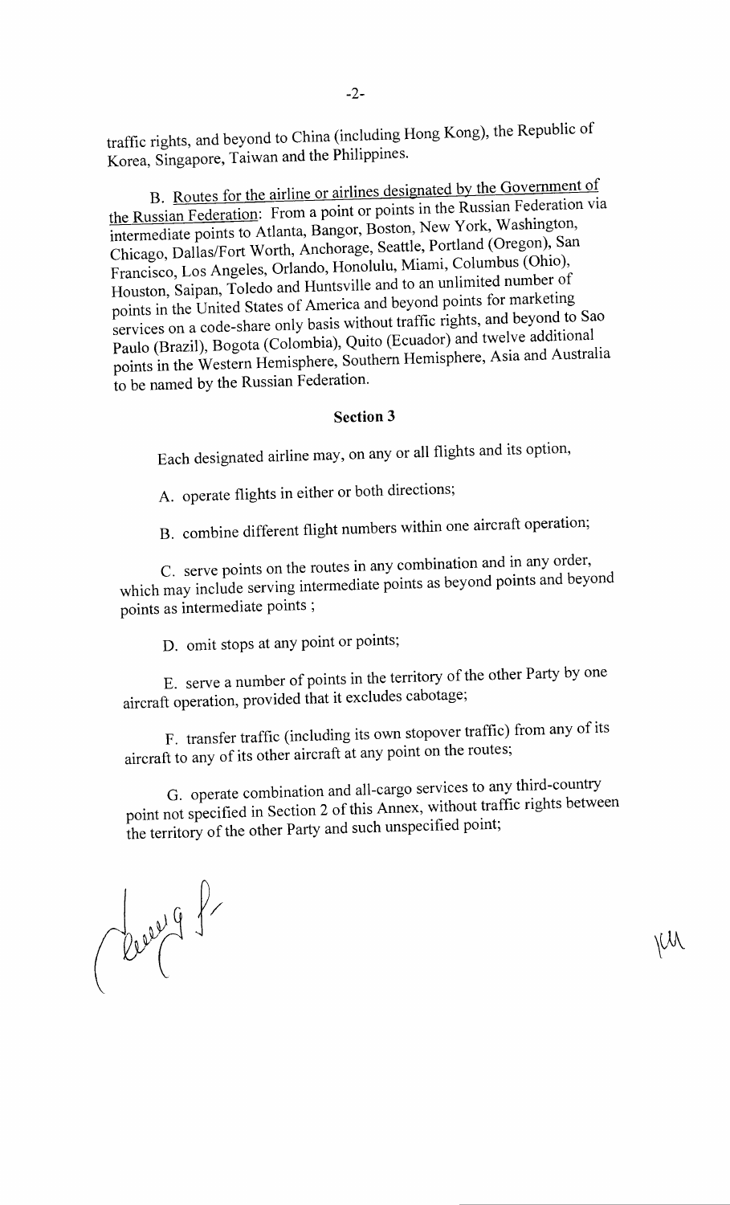traffic rights, and beyond to China (including Hong Kong), the Republic of Korea, Singapore, Taiwan and the Philippines.

B. Routes for the airline or airlines designated by the Government of the Russian Federation: From a point or points in the Russian Federation via intermediate points to Atlanta, Bangor, Boston, New York, Washington, Chicago, Dallas/Fort Worth, Anchorage, Seattle, Portland (Oregon), San Francisco, Los Angeles, Orlando, Honolulu, Miami, Columbus (Ohio), Houston, Saipan, Toledo and Huntsville and to an unlimited number of points in the United States of America and beyond points for marketing services on a code-share only basis without traffic rights, and beyond to Sao Paulo (Brazil), Bogota (Colombia), Quito (Ecuador) and twelve additional points in the Western Hemisphere, Southern Hemisphere, Asia and Australia to be named by the Russian Federation.

## Section 3

Each designated airline may, on any or all flights and its option,

A. operate flights in either or both directions;

B. combine different flight numbers within one aircraft operation;

C. serve points on the routes in any combination and in any order, which may include serving intermediate points as beyond points and beyond points as intermediate points ;

D. omit stops at any point or points;

E. serve a number of points in the territory of the other Party by one aircraft operation, provided that it excludes cabotage;

F. transfer traffic (including its own stopover traffic) from any of its aircraft to any of its other aircraft at any point on the routes;

G. operate combination and all-cargo services to any third-country point not specified in Section 2 of this Annex, without traffic rights between the territory of the other Party and such unspecified point;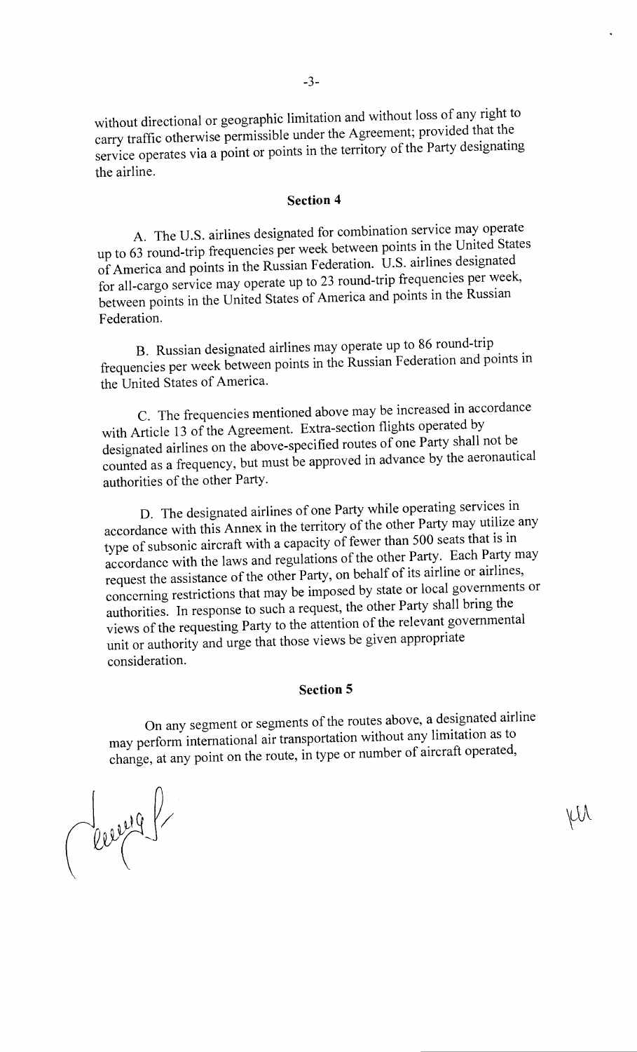without directional or geographic limitation and without loss of any right to carry traffic otherwise permissible under the Agreement; provided that the service operates via a point or points in the territory of the Party designating the airline.

## Section 4

A. The U.S. airlines designated for combination service may operate up to 63 round-trip frequencies per week between points in the United States of America and points in the Russian Federation. U.S. airlines designated for all-cargo service may operate up to 23 round-trip frequencies per week, between points in the United States of America and points in the Russian Federation.

B. Russian designated airlines may operate up to 86 round-trip frequencies per week between points in the Russian Federation and points in the United States of America.

C. The frequencies mentioned above may be increased in accordance with Article 13 of the Agreement. Extra-section flights operated by designated airlines on the above-specified routes of one Party shall not be counted as a frequency, but must be approved in advance by the aeronautical authorities of the other Party.

D. The designated airlines of one Party while operating services in accordance with this Annex in the territory of the other Party may utilize any type of subsonic aircraft with a capacity of fewer than 500 seats that is in accordance with the laws and regulations of the other Party. Each Party may request the assistance of the other Party, on behalf of its airline or airlines, concerning restrictions that may be imposed by state or local governments or authorities. In response to such a request, the other Party shall bring the views of the requesting Party to the attention of the relevant governmental unit or authority and urge that those views be given appropriate consideration.

## Section 5

On any segment or segments of the routes above, a designated airline may perform international air transportation without any limitation as to change, at any point on the route, in type or number of aircraft operated,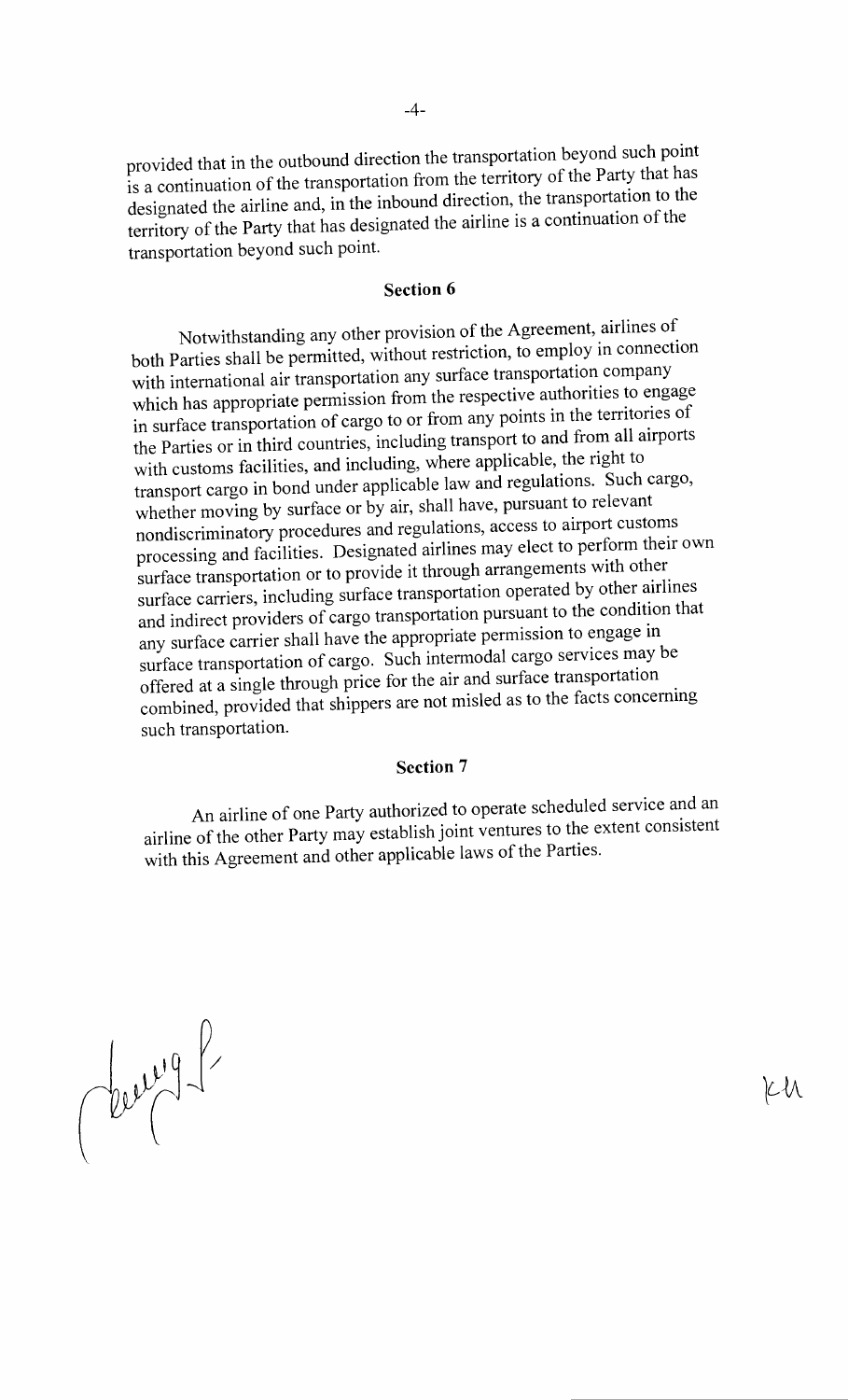provided that in the outbound direction the transportation beyond such point is a continuation of the transportation from the territory of the Party that has designated the airline and, in the inbound direction, the transportation to the territory of the Party that has designated the airline is a continuation of the transportation beyond such point.

## Section 6

Notwithstanding any other provision of the Agreement, airlines of both Parties shall be permitted, without restriction, to employ in connection with international air transportation any surface transportation company which has appropriate permission from the respective authorities to engage in surface transportation of cargo to or from any points in the territories of the Parties or in third countries, including transport to and from all airports with customs facilities, and including, where applicable, the right to transport cargo in bond under applicable law and regulations. Such cargo, whether moving by surface or by air, shall have, pursuant to relevant nondiscriminatory procedures and regulations, access to airport customs processing and facilities. Designated airlines may elect to perform their own surface transportation or to provide it through arrangements with other surface carriers, including surface transportation operated by other airlines and indirect providers of cargo transportation pursuant to the condition that any surface carrier shall have the appropriate permission to engage in surface transportation of cargo. Such intermodal cargo services may be offered at a single through price for the air and surface transportation combined, provided that shippers are not misled as to the facts concerning such transportation.

## Section 7

An airline of one Party authorized to operate scheduled service and an airline of the other Party may establish joint ventures to the extent consistent with this Agreement and other applicable laws of the Parties.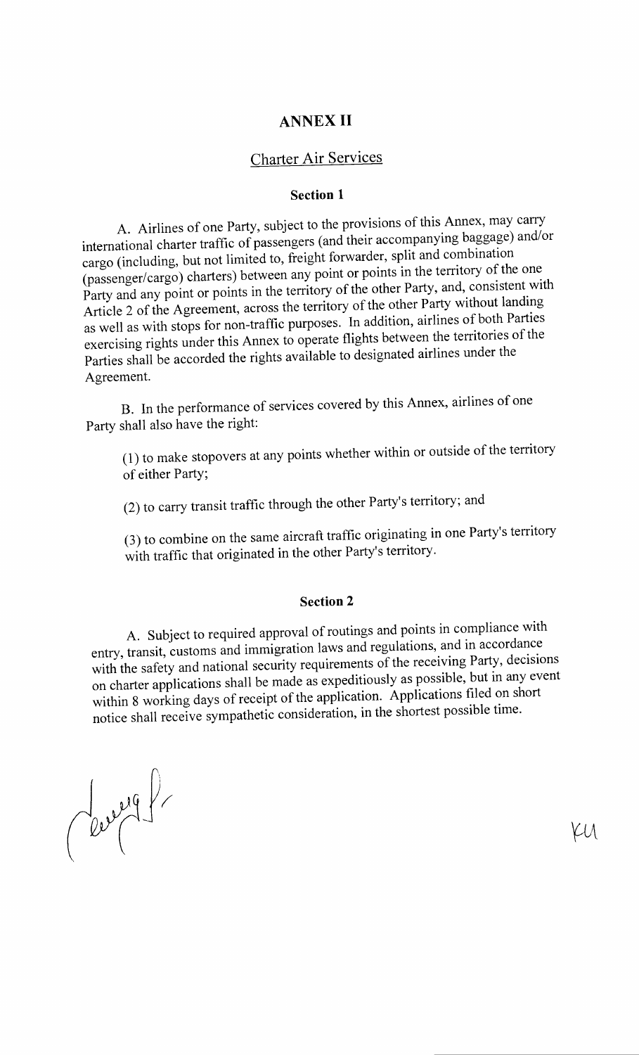# ANNEX II

## Charter Air Services

### Section 1

A. Airlines of one Party, subject to the provisions of this Annex, may carry international charter traffic of passengers (and their accompanying baggage) and/or cargo (including, but not limited to, freight forwarder, split and combination (passenger/cargo) charters) between any point or points in the territory of the one Party and any point or points in the territory of the other Party, and, consistent with Article 2 of the Agreement, across the territory of the other Party without landing as well as with stops for non-traffic purposes. In addition, airlines of both Parties exercising rights under this Annex to operate flights between the territories of the Parties shall be accorded the rights available to designated airlines under the Agreement.

B. In the performance of services covered by this Annex, airlines of one Party shall also have the right:

(1) to make stopovers at any points whether within or outside of the territory of either Party;

(2) to carry transit traffic through the other Party's territory; and

(3) to combine on the same aircraft traffic originating in one Party's territory with traffic that originated in the other Party's territory.

### Section 2

A. Subject to required approval of routings and points in compliance with entry, transit, customs and immigration laws and regulations, and in accordance with the safety and national security requirements of the receiving Party, decisions on charter applications shall be made as expeditiously as possible, but in any event within 8 working days of receipt of the application. Applications filed on short notice shall receive sympathetic consideration, in the shortest possible time.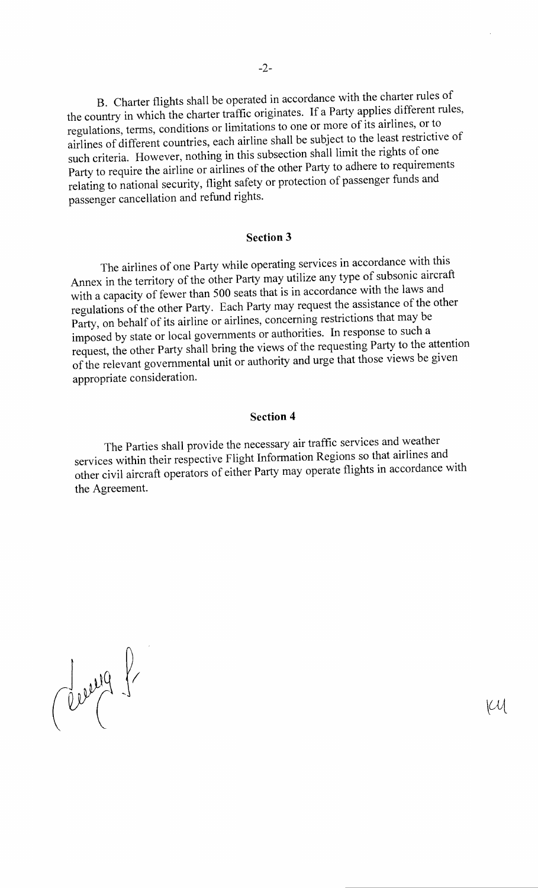B. Charter flights shall be operated in accordance with the charter rules of the country in which the charter traffic originates. If a Party applies different rules, regulations, terms, conditions or limitations to one or more of its airlines, or to airlines of different countries, each airline shall be subject to the least restrictive of such criteria. However, nothing in this subsection shall limit the rights of one Party to require the airline or airlines of the other Party to adhere to requirements relating to national security, flight safety or protection of passenger funds and passenger cancellation and refund rights.

## Section 3

The airlines of one Party while operating services in accordance with this Annex in the territory of the other Party may utilize any type of subsonic aircraft with a capacity of fewer than 500 seats that is in accordance with the laws and regulations of the other Party. Each Party may request the assistance of the other Party, on behalf of its airline or airlines, concerning restrictions that may be imposed by state or local governments or authorities. In response to such a request, the other Party shall bring the views of the requesting Party to the attention of the relevant governmental unit or authority and urge that those views be given appropriate consideration.

## Section 4

The Parties shall provide the necessary air traffic services and weather services within their respective Flight Information Regions so that airlines and other civil aircraft operators of either Party may operate flights in accordance with the Agreement.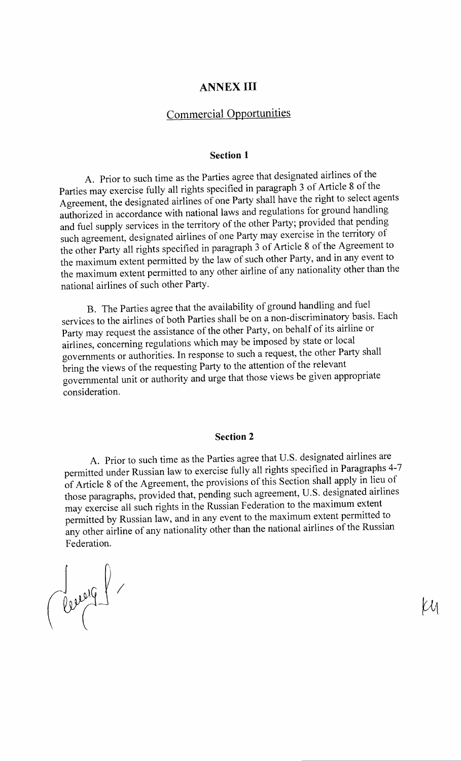# ANNEX III

## Commercial Opportunities

### Section 1

A. Prior to such time as the Parties agree that designated airlines of the Parties may exercise fully all rights specified in paragraph 3 of Article 8 of the Agreement, the designated airlines of one Party shall have the right to select agents authorized in accordance with national laws and regulations for ground handling and fuel supply services in the territory of the other Party; provided that pending such agreement, designated airlines of one Party may exercise in the territory of the other Party all rights specified in paragraph 3 of Article 8 of the Agreement to the maximum extent permitted by the law of such other Party, and in any event to the maximum extent permitted to any other airline of any nationality other than the national airlines of such other Party.

B. The Parties agree that the availability of ground handling and fuel services to the airlines of both Parties shall be on a non-discriminatory basis. Each Party may request the assistance of the other Party, on behalf of its airline or airlines, concerning regulations which may be imposed by state or local governments or authorities. In response to such a request, the other Party shall bring the views of the requesting Party to the attention of the relevant governmental unit or authority and urge that those views be given appropriate consideration.

### Section 2

A. Prior to such time as the Parties agree that U.S. designated airlines are permitted under Russian law to exercise fully all rights specified in Paragraphs 4-7 of Article 8 of the Agreement, the provisions of this Section shall apply in lieu of those paragraphs, provided that, pending such agreement, U.S. designated airlines may exercise all such rights in the Russian Federation to the maximum extent permitted by Russian law, and in any event to the maximum extent permitted to any other airline of any nationality other than the national airlines of the Russian Federation.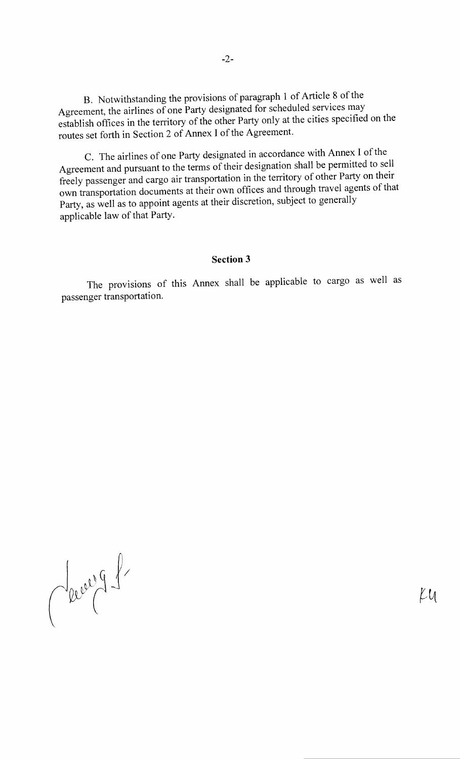B. Notwithstanding the provisions of paragraph 1 of Article 8 of the Agreement, the airlines of one Party designated for scheduled services may establish offices in the territory of the other Party only at the cities specified on the routes set forth in Section 2 of Annex I of the Agreement.

C. The airlines of one Party designated in accordance with Annex I of the Agreement and pursuant to the terms of their designation shall be permitted to sell freely passenger and cargo air transportation in the territory of other Party on their own transportation documents at their own offices and through travel agents of that Party, as well as to appoint agents at their discretion, subject to generally applicable law of that Party.

## Section 3

The provisions of this Annex shall be applicable to cargo as well as passenger transportation.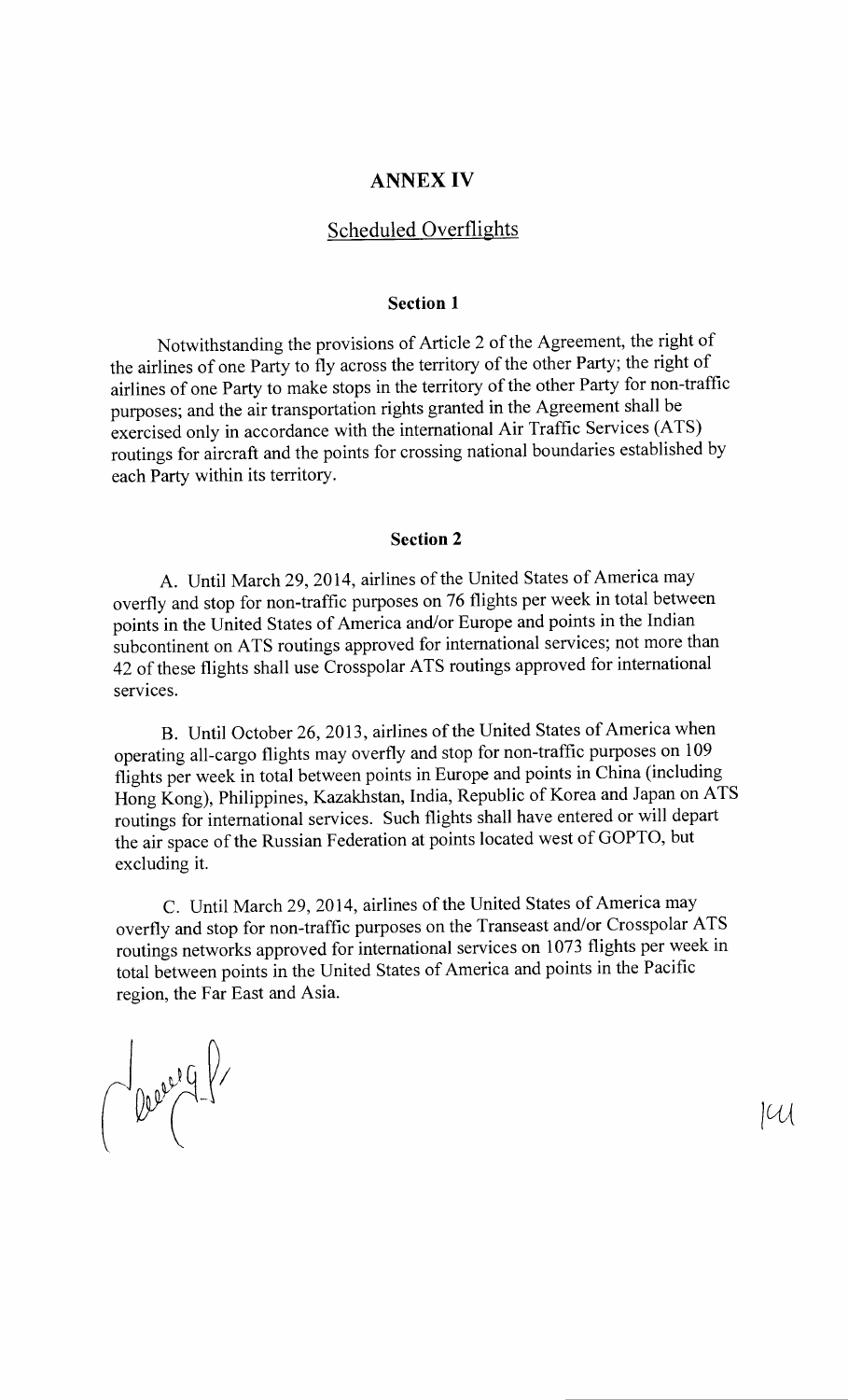# ANNEX IV

## Scheduled Overflights

### Section 1

Notwithstanding the provisions of Article 2 of the Agreement, the right of the airlines of one Party to fly across the territory of the other Party; the right of airlines of one Party to make stops in the territory of the other Party for non-traffic purposes; and the air transportation rights granted in the Agreement shall be exercised only in accordance with the international Air Traffic Services (ATS) routings for aircraft and the points for crossing national boundaries established by each Party within its territory.

### Section 2

A. Until March 29, 2014, airlines of the United States of America may overfly and stop for non-traffic purposes on 76 flights per week in total between points in the United States of America and/or Europe and points in the Indian subcontinent on ATS routings approved for international services; not more than 42 of these flights shall use Crosspolar ATS routings approved for international services.

B. Until October 26, 2013, airlines of the United States of America when operating all-cargo flights may overfly and stop for non-traffic purposes on 109 flights per week in total between points in Europe and points in China (including Hong Kong), Philippines, Kazakhstan, India, Republic of Korea and Japan on ATS routings for international services. Such flights shall have entered or will depart the air space of the Russian Federation at points located west of GOPTO, but excluding it.

C. Until March 29, 2014, airlines of the United States of America may overfly and stop for non-traffic purposes on the Transeast and/or Crosspolar ATS routings networks approved for international services on 1073 flights per week in total between points in the United States of America and points in the Pacific region, the Far East and Asia.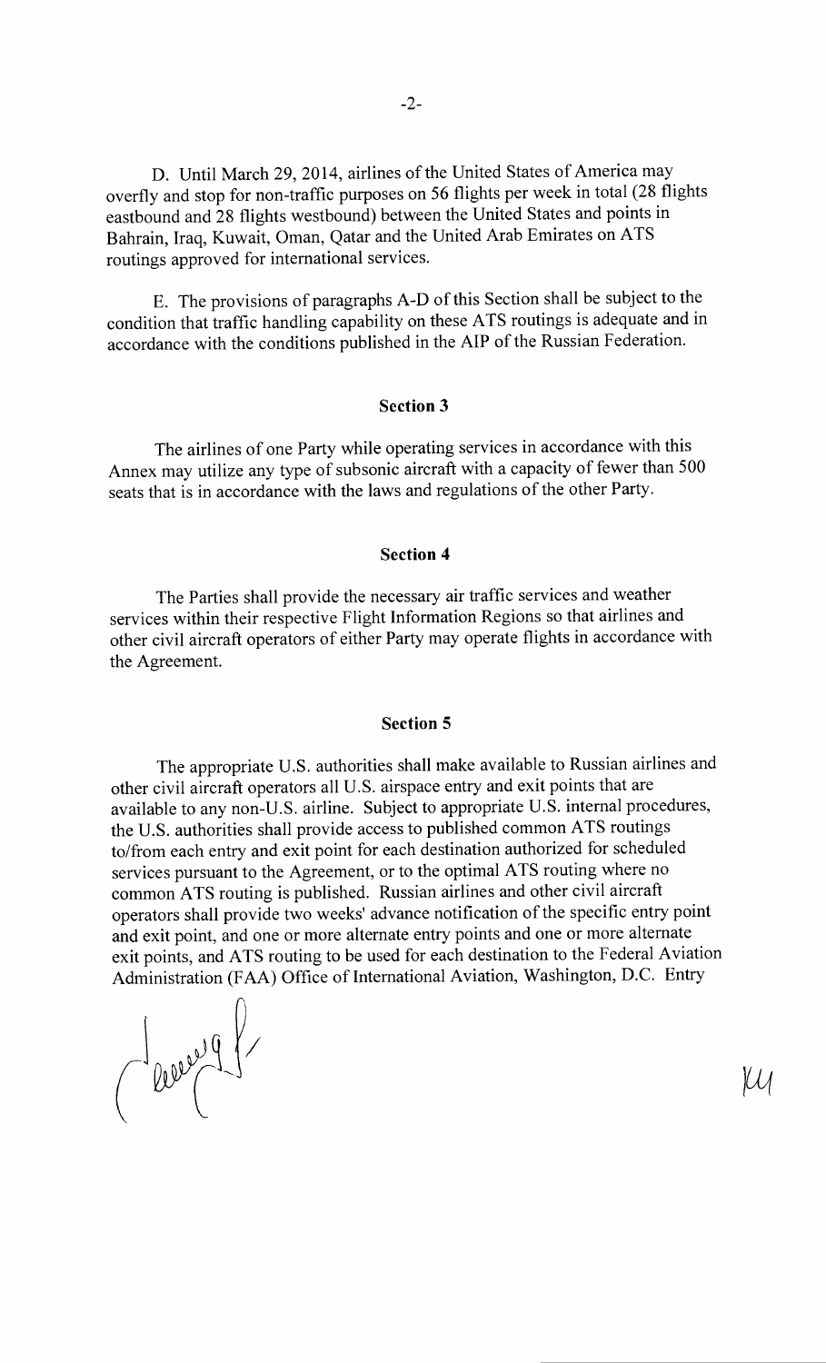D. Until March 29, 2014, airlines of the United States of America may overfly and stop for non-traffic purposes on 56 flights per week in total (28 flights eastbound and 28 flights westbound) between the United States and points in Bahrain, Iraq, Kuwait, Oman, Qatar and the United Arab Emirates on ATS routings approved for international services.

E. The provisions of paragraphs A-D of this Section shall be subject to the condition that traffic handling capability on these ATS routings is adequate and in accordance with the conditions published in the AIP of the Russian Federation.

## Section 3

The airlines of one Party while operating services in accordance with this Annex may utilize any type of subsonic aircraft with a capacity of fewer than 500 seats that is in accordance with the laws and regulations of the other Party.

## Section 4

The Parties shall provide the necessary air traffic services and weather services within their respective Flight Information Regions so that airlines and other civil aircraft operators of either Party may operate flights in accordance with the Agreement.

## Section 5

The appropriate U.S. authorities shall make available to Russian airlines and other civil aircraft operators all U.S. airspace entry and exit points that are available to any non-U.S. airline. Subject to appropriate U.S. internal procedures, the U.S. authorities shall provide access to published common ATS routings to/from each entry and exit point for each destination authorized for scheduled services pursuant to the Agreement, or to the optimal ATS routing where no common ATS routing is published. Russian airlines and other civil aircraft operators shall provide two weeks' advance notification of the specific entry point and exit point, and one or more alternate entry points and one or more alternate exit points, and ATS routing to be used for each destination to the Federal Aviation Administration (FAA) Office of International Aviation, Washington, D.C. Entry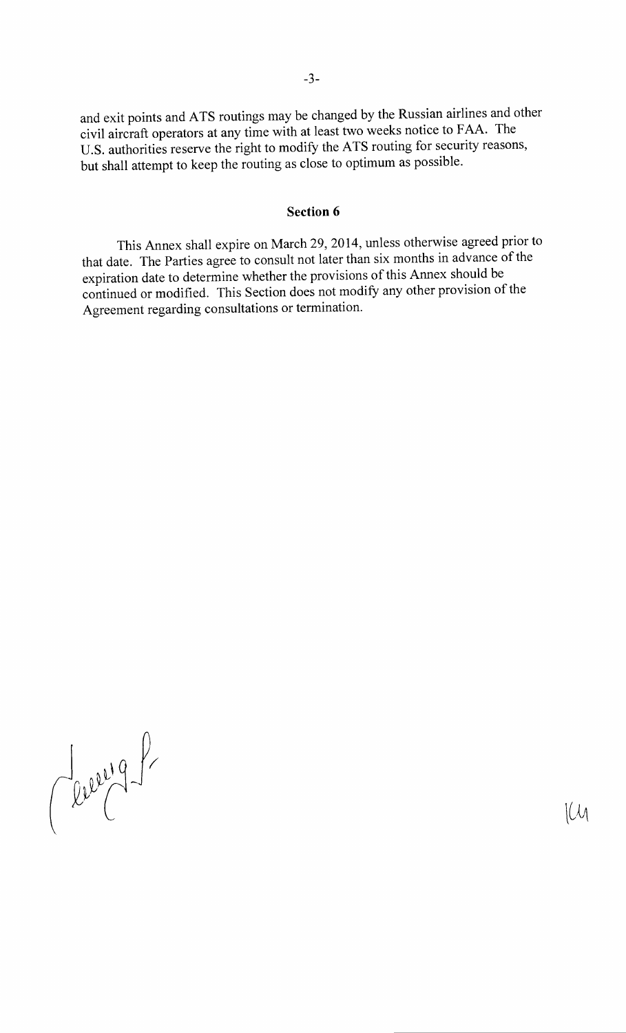and exit points and ATS routings may be changed by the Russian airlines and other civil aircraft operators at any time with at least two weeks notice to FAA. The U.S. authorities reserve the right to modify the ATS routing for security reasons, but shall attempt to keep the routing as close to optimum as possible.

## Section 6

This Annex shall expire on March 29, 2014, unless otherwise agreed prior to that date. The Parties agree to consult not later than six months in advance of the expiration date to determine whether the provisions of this Annex should be continued or modified. This Section does not modify any other provision of the Agreement regarding consultations or termination.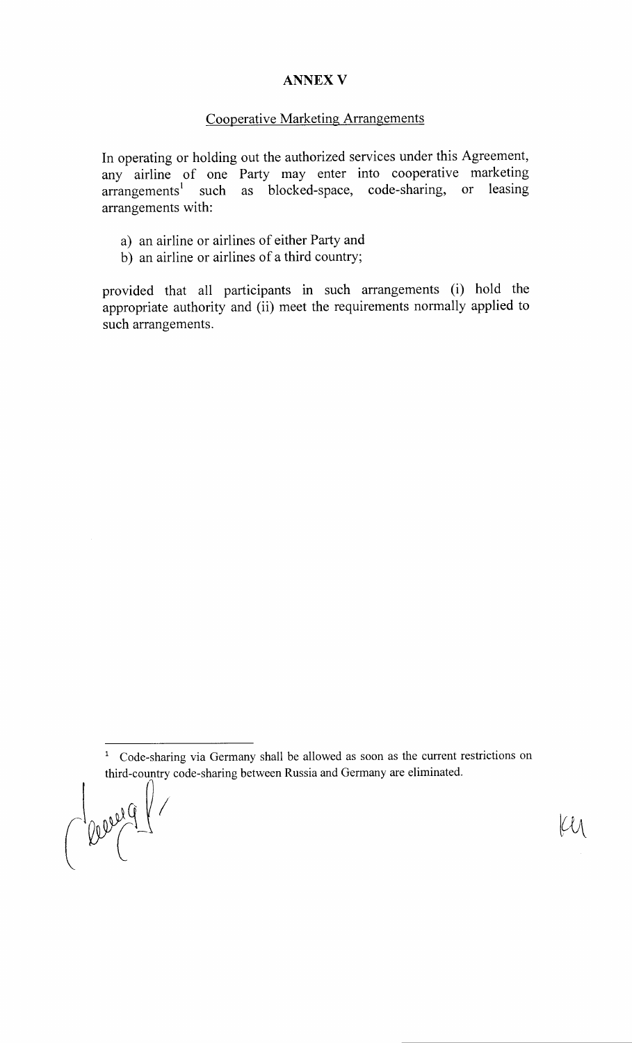# ANNEX V

## Cooperative Marketing Arrangements

In operating or holding out the authorized services under this Agreement, any airline of one Party may enter into cooperative marketing arrangements[1] such as blocked-space, code-sharing, or leasing arrangements with:

a) an airline or airlines of either Party and
b) an airline or airlines of a third country;

provided that all participants in such arrangements (i) hold the appropriate authority and (ii) meet the requirements normally applied to such arrangements.

---

[1] Code-sharing via Germany shall be allowed as soon as the current restrictions on third-country code-sharing between Russia and Germany are eliminated.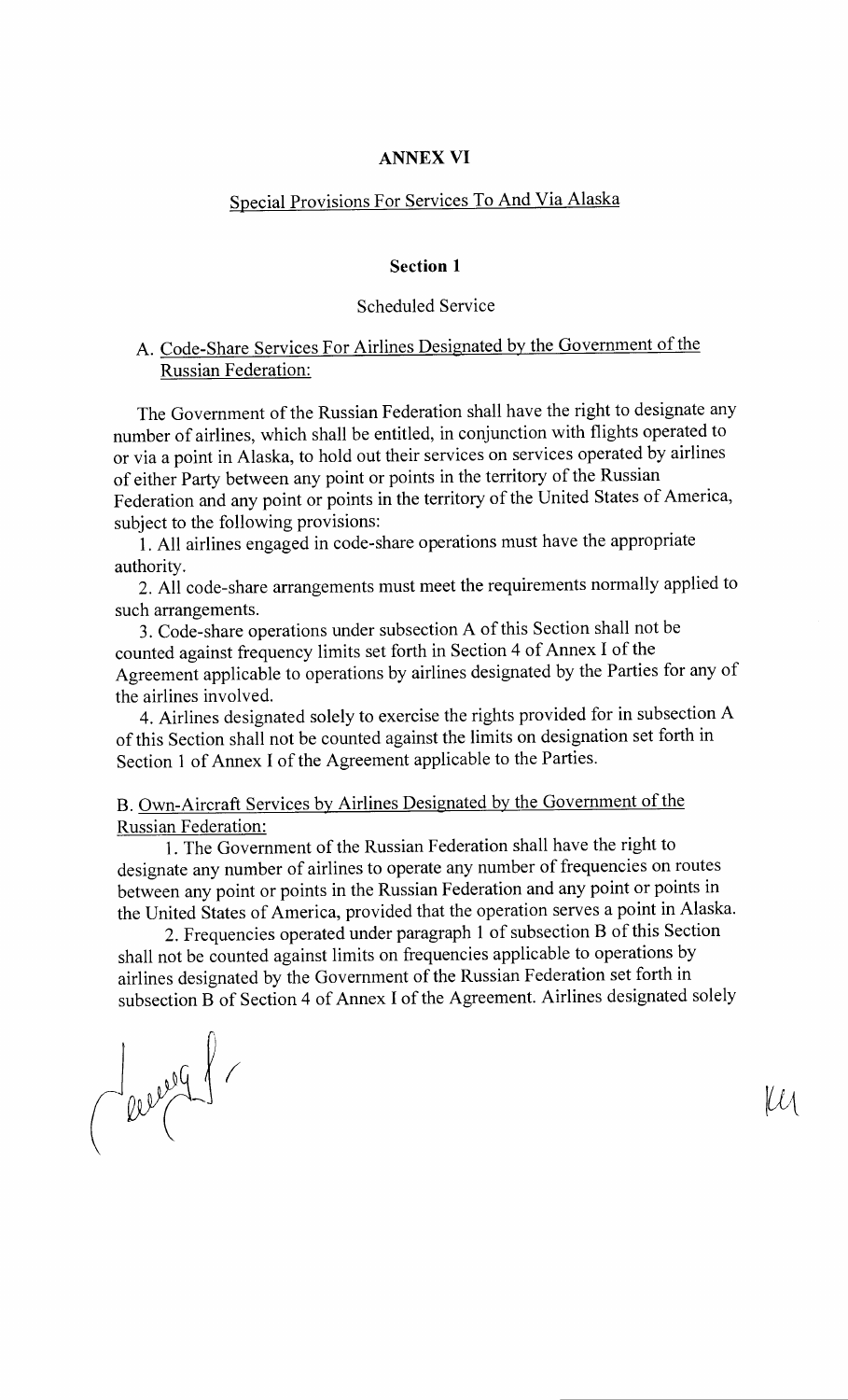# ANNEX VI

## Special Provisions For Services To And Via Alaska

### Section 1

Scheduled Service

A. Code-Share Services For Airlines Designated by the Government of the Russian Federation:

The Government of the Russian Federation shall have the right to designate any number of airlines, which shall be entitled, in conjunction with flights operated to or via a point in Alaska, to hold out their services on services operated by airlines of either Party between any point or points in the territory of the Russian Federation and any point or points in the territory of the United States of America, subject to the following provisions:

1. All airlines engaged in code-share operations must have the appropriate authority.

2. All code-share arrangements must meet the requirements normally applied to such arrangements.

3. Code-share operations under subsection A of this Section shall not be counted against frequency limits set forth in Section 4 of Annex I of the Agreement applicable to operations by airlines designated by the Parties for any of the airlines involved.

4. Airlines designated solely to exercise the rights provided for in subsection A of this Section shall not be counted against the limits on designation set forth in Section 1 of Annex I of the Agreement applicable to the Parties.

B. Own-Aircraft Services by Airlines Designated by the Government of the Russian Federation:

1. The Government of the Russian Federation shall have the right to designate any number of airlines to operate any number of frequencies on routes between any point or points in the Russian Federation and any point or points in the United States of America, provided that the operation serves a point in Alaska.

2. Frequencies operated under paragraph 1 of subsection B of this Section shall not be counted against limits on frequencies applicable to operations by airlines designated by the Government of the Russian Federation set forth in subsection B of Section 4 of Annex I of the Agreement. Airlines designated solely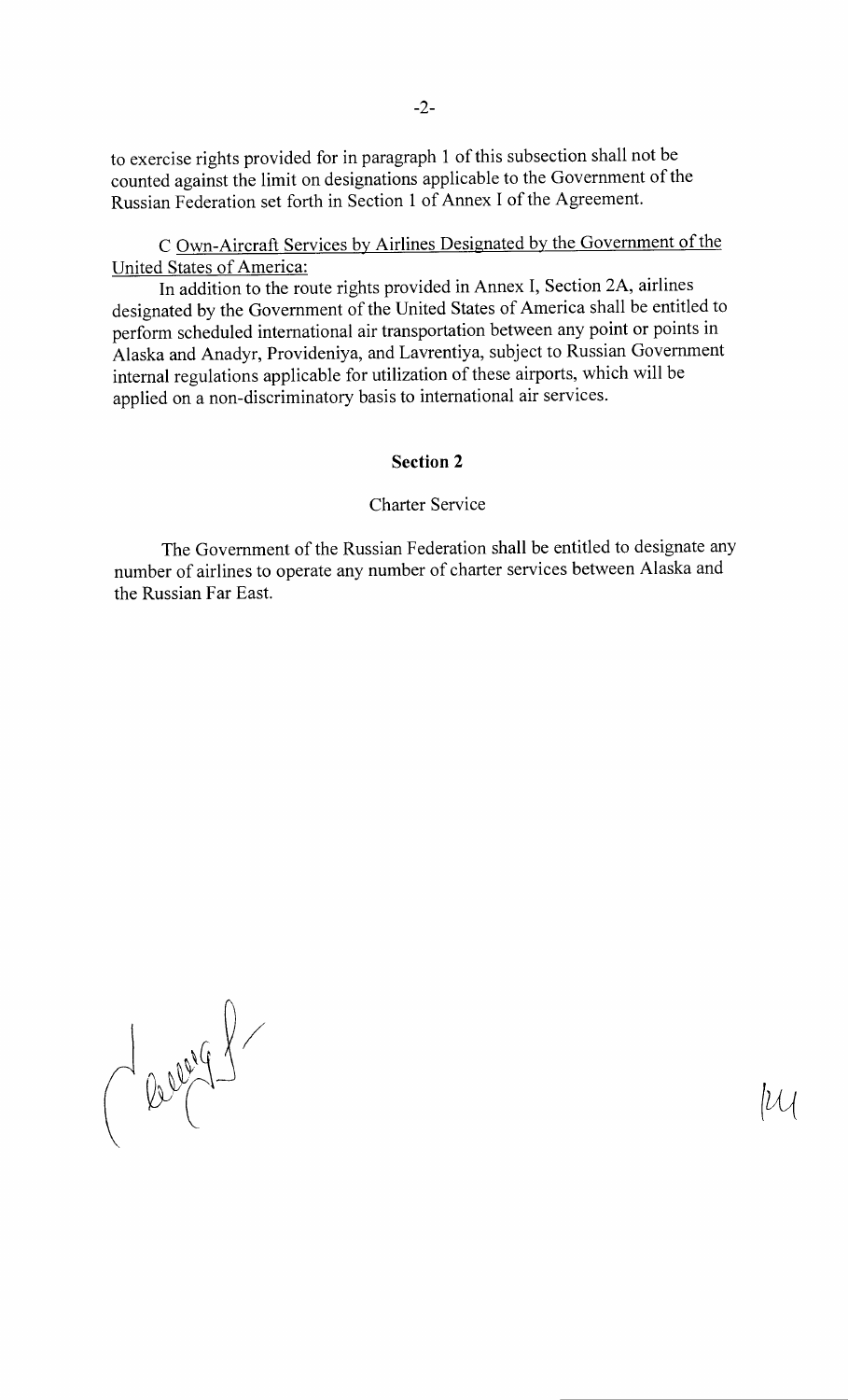to exercise rights provided for in paragraph 1 of this subsection shall not be counted against the limit on designations applicable to the Government of the Russian Federation set forth in Section 1 of Annex I of the Agreement.

C Own-Aircraft Services by Airlines Designated by the Government of the United States of America:

In addition to the route rights provided in Annex I, Section 2A, airlines designated by the Government of the United States of America shall be entitled to perform scheduled international air transportation between any point or points in Alaska and Anadyr, Provideniya, and Lavrentiya, subject to Russian Government internal regulations applicable for utilization of these airports, which will be applied on a non-discriminatory basis to international air services.

## Section 2

Charter Service

The Government of the Russian Federation shall be entitled to designate any number of airlines to operate any number of charter services between Alaska and the Russian Far East.